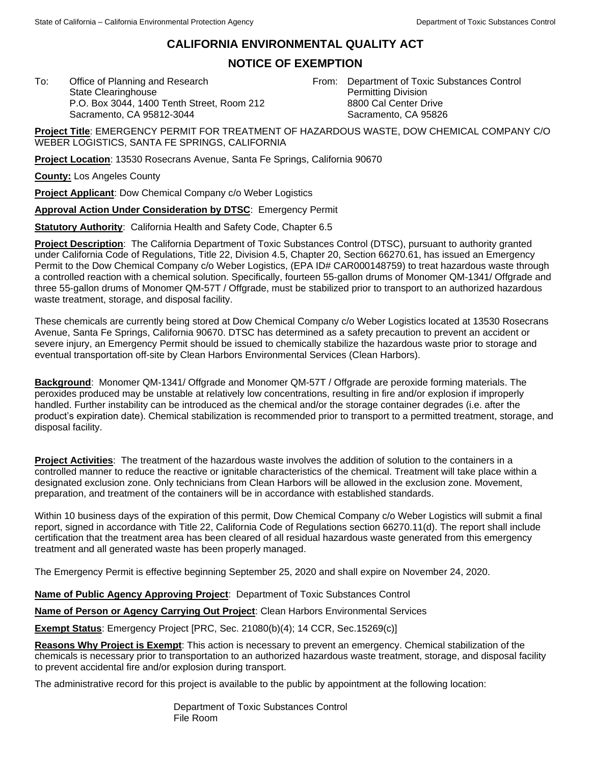State of California – California Environmental Protection Agency | Department of Toxic Substances Control

# CALIFORNIA ENVIRONMENTAL QUALITY ACT

## NOTICE OF EXEMPTION

To: Office of Planning and Research
State Clearinghouse
P.O. Box 3044, 1400 Tenth Street, Room 212
Sacramento, CA 95812-3044

From: Department of Toxic Substances Control
Permitting Division
8800 Cal Center Drive
Sacramento, CA 95826

**Project Title**: EMERGENCY PERMIT FOR TREATMENT OF HAZARDOUS WASTE, DOW CHEMICAL COMPANY C/O WEBER LOGISTICS, SANTA FE SPRINGS, CALIFORNIA

**Project Location**: 13530 Rosecrans Avenue, Santa Fe Springs, California 90670

**County:** Los Angeles County

**Project Applicant**: Dow Chemical Company c/o Weber Logistics

**Approval Action Under Consideration by DTSC**: Emergency Permit

**Statutory Authority**: California Health and Safety Code, Chapter 6.5

**Project Description**: The California Department of Toxic Substances Control (DTSC), pursuant to authority granted under California Code of Regulations, Title 22, Division 4.5, Chapter 20, Section 66270.61, has issued an Emergency Permit to the Dow Chemical Company c/o Weber Logistics, (EPA ID# CAR000148759) to treat hazardous waste through a controlled reaction with a chemical solution. Specifically, fourteen 55-gallon drums of Monomer QM-1341/ Offgrade and three 55-gallon drums of Monomer QM-57T / Offgrade, must be stabilized prior to transport to an authorized hazardous waste treatment, storage, and disposal facility.

These chemicals are currently being stored at Dow Chemical Company c/o Weber Logistics located at 13530 Rosecrans Avenue, Santa Fe Springs, California 90670. DTSC has determined as a safety precaution to prevent an accident or severe injury, an Emergency Permit should be issued to chemically stabilize the hazardous waste prior to storage and eventual transportation off-site by Clean Harbors Environmental Services (Clean Harbors).

**Background**: Monomer QM-1341/ Offgrade and Monomer QM-57T / Offgrade are peroxide forming materials. The peroxides produced may be unstable at relatively low concentrations, resulting in fire and/or explosion if improperly handled. Further instability can be introduced as the chemical and/or the storage container degrades (i.e. after the product's expiration date). Chemical stabilization is recommended prior to transport to a permitted treatment, storage, and disposal facility.

**Project Activities**: The treatment of the hazardous waste involves the addition of solution to the containers in a controlled manner to reduce the reactive or ignitable characteristics of the chemical. Treatment will take place within a designated exclusion zone. Only technicians from Clean Harbors will be allowed in the exclusion zone. Movement, preparation, and treatment of the containers will be in accordance with established standards.

Within 10 business days of the expiration of this permit, Dow Chemical Company c/o Weber Logistics will submit a final report, signed in accordance with Title 22, California Code of Regulations section 66270.11(d). The report shall include certification that the treatment area has been cleared of all residual hazardous waste generated from this emergency treatment and all generated waste has been properly managed.

The Emergency Permit is effective beginning September 25, 2020 and shall expire on November 24, 2020.

**Name of Public Agency Approving Project**: Department of Toxic Substances Control

**Name of Person or Agency Carrying Out Project**: Clean Harbors Environmental Services

**Exempt Status**: Emergency Project [PRC, Sec. 21080(b)(4); 14 CCR, Sec.15269(c)]

**Reasons Why Project is Exempt**: This action is necessary to prevent an emergency. Chemical stabilization of the chemicals is necessary prior to transportation to an authorized hazardous waste treatment, storage, and disposal facility to prevent accidental fire and/or explosion during transport.

The administrative record for this project is available to the public by appointment at the following location:

Department of Toxic Substances Control
File Room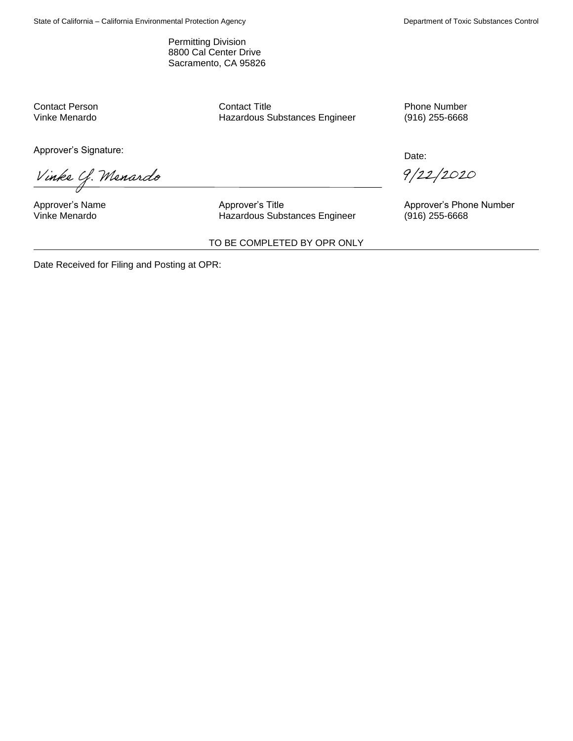Permitting Division
8800 Cal Center Drive
Sacramento, CA 95826

| Contact Person | Contact Title | Phone Number |
| --- | --- | --- |
| Vinke Menardo | Hazardous Substances Engineer | (916) 255-6668 |

Approver's Signature: *Vinke Y. Menardo*

Date: 9/22/2020

| Approver's Name | Approver's Title | Approver's Phone Number |
| --- | --- | --- |
| Vinke Menardo | Hazardous Substances Engineer | (916) 255-6668 |

TO BE COMPLETED BY OPR ONLY

Date Received for Filing and Posting at OPR: